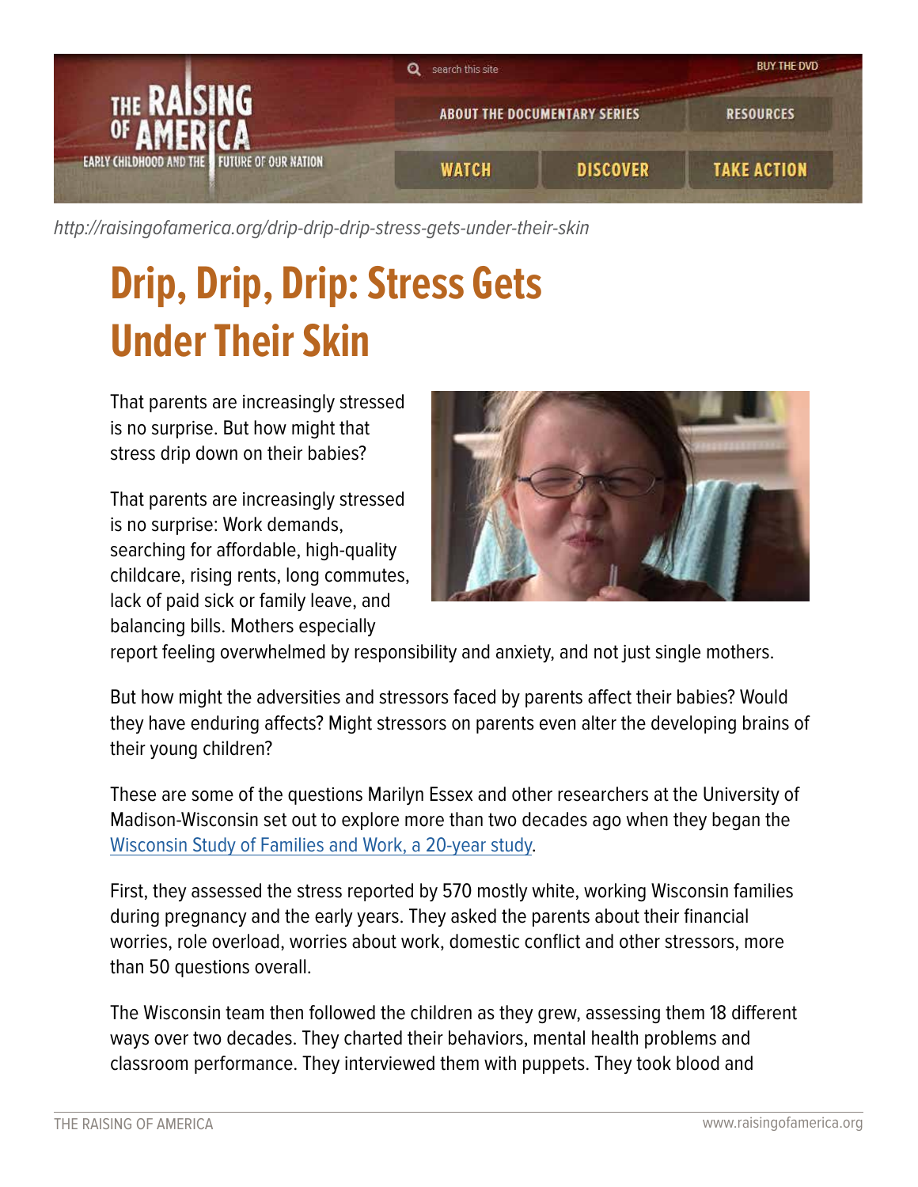http://raisingofamerica.org/drip-drip-drip-stress-gets-under-their-skin

# Drip, Drip, Drip: Stress Gets Under Their Skin

That parents are increasingly stressed is no surprise. But how might that stress drip down on their babies?

That parents are increasingly stressed is no surprise: Work demands, searching for affordable, high-quality childcare, rising rents, long commutes, lack of paid sick or family leave, and balancing bills. Mothers especially report feeling overwhelmed by responsibility and anxiety, and not just single mothers.

But how might the adversities and stressors faced by parents affect their babies? Would they have enduring affects? Might stressors on parents even alter the developing brains of their young children?

These are some of the questions Marilyn Essex and other researchers at the University of Madison-Wisconsin set out to explore more than two decades ago when they began the Wisconsin Study of Families and Work, a 20-year study.

First, they assessed the stress reported by 570 mostly white, working Wisconsin families during pregnancy and the early years. They asked the parents about their financial worries, role overload, worries about work, domestic conflict and other stressors, more than 50 questions overall.

The Wisconsin team then followed the children as they grew, assessing them 18 different ways over two decades. They charted their behaviors, mental health problems and classroom performance. They interviewed them with puppets. They took blood and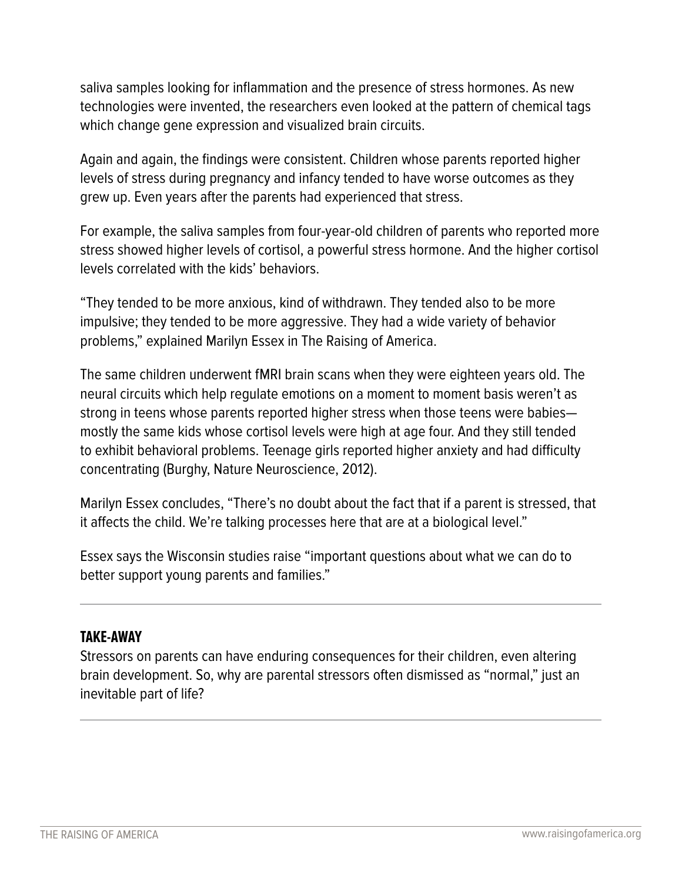saliva samples looking for inflammation and the presence of stress hormones. As new technologies were invented, the researchers even looked at the pattern of chemical tags which change gene expression and visualized brain circuits.

Again and again, the findings were consistent. Children whose parents reported higher levels of stress during pregnancy and infancy tended to have worse outcomes as they grew up. Even years after the parents had experienced that stress.

For example, the saliva samples from four-year-old children of parents who reported more stress showed higher levels of cortisol, a powerful stress hormone. And the higher cortisol levels correlated with the kids' behaviors.

"They tended to be more anxious, kind of withdrawn. They tended also to be more impulsive; they tended to be more aggressive. They had a wide variety of behavior problems," explained Marilyn Essex in The Raising of America.

The same children underwent fMRI brain scans when they were eighteen years old. The neural circuits which help regulate emotions on a moment to moment basis weren't as strong in teens whose parents reported higher stress when those teens were babies—mostly the same kids whose cortisol levels were high at age four. And they still tended to exhibit behavioral problems. Teenage girls reported higher anxiety and had difficulty concentrating (Burghy, Nature Neuroscience, 2012).

Marilyn Essex concludes, "There's no doubt about the fact that if a parent is stressed, that it affects the child. We're talking processes here that are at a biological level."

Essex says the Wisconsin studies raise "important questions about what we can do to better support young parents and families."

---

**TAKE-AWAY**

Stressors on parents can have enduring consequences for their children, even altering brain development. So, why are parental stressors often dismissed as "normal," just an inevitable part of life?

---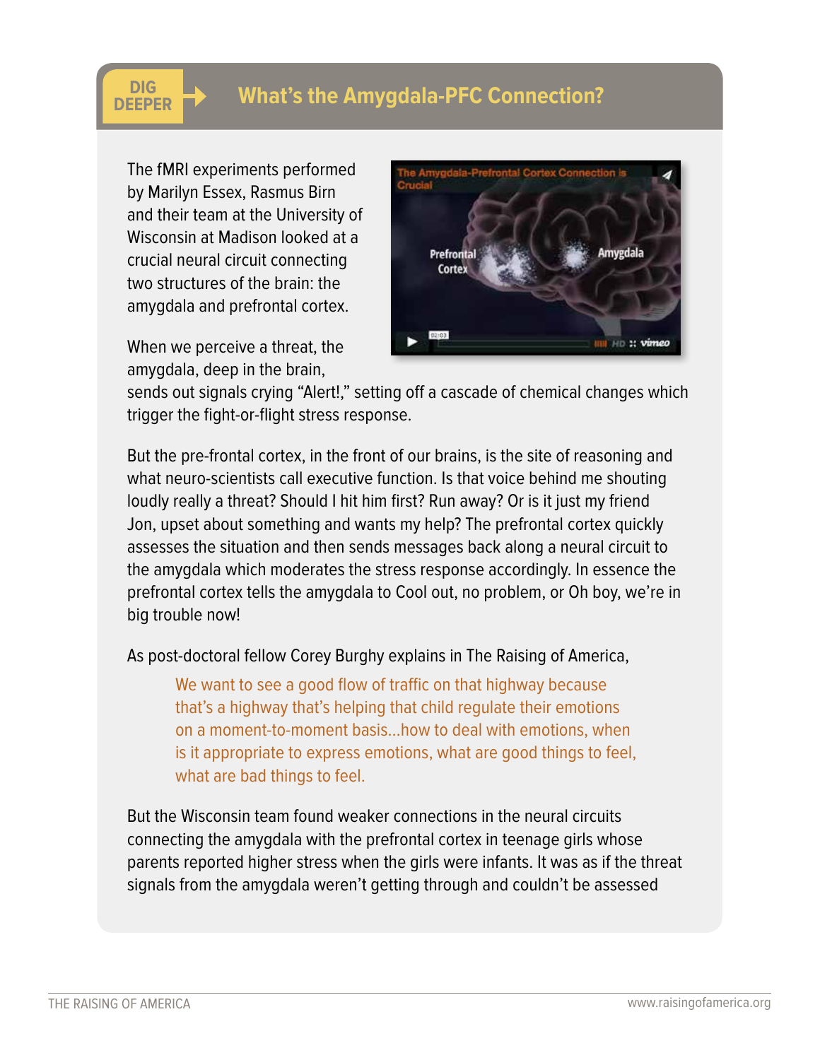DIG DEEPER

## What's the Amygdala-PFC Connection?

The fMRI experiments performed by Marilyn Essex, Rasmus Birn and their team at the University of Wisconsin at Madison looked at a crucial neural circuit connecting two structures of the brain: the amygdala and prefrontal cortex.

When we perceive a threat, the amygdala, deep in the brain, sends out signals crying "Alert!," setting off a cascade of chemical changes which trigger the fight-or-flight stress response.

But the pre-frontal cortex, in the front of our brains, is the site of reasoning and what neuro-scientists call executive function. Is that voice behind me shouting loudly really a threat? Should I hit him first? Run away? Or is it just my friend Jon, upset about something and wants my help? The prefrontal cortex quickly assesses the situation and then sends messages back along a neural circuit to the amygdala which moderates the stress response accordingly. In essence the prefrontal cortex tells the amygdala to Cool out, no problem, or Oh boy, we're in big trouble now!

As post-doctoral fellow Corey Burghy explains in The Raising of America,

> We want to see a good flow of traffic on that highway because that's a highway that's helping that child regulate their emotions on a moment-to-moment basis...how to deal with emotions, when is it appropriate to express emotions, what are good things to feel, what are bad things to feel.

But the Wisconsin team found weaker connections in the neural circuits connecting the amygdala with the prefrontal cortex in teenage girls whose parents reported higher stress when the girls were infants. It was as if the threat signals from the amygdala weren't getting through and couldn't be assessed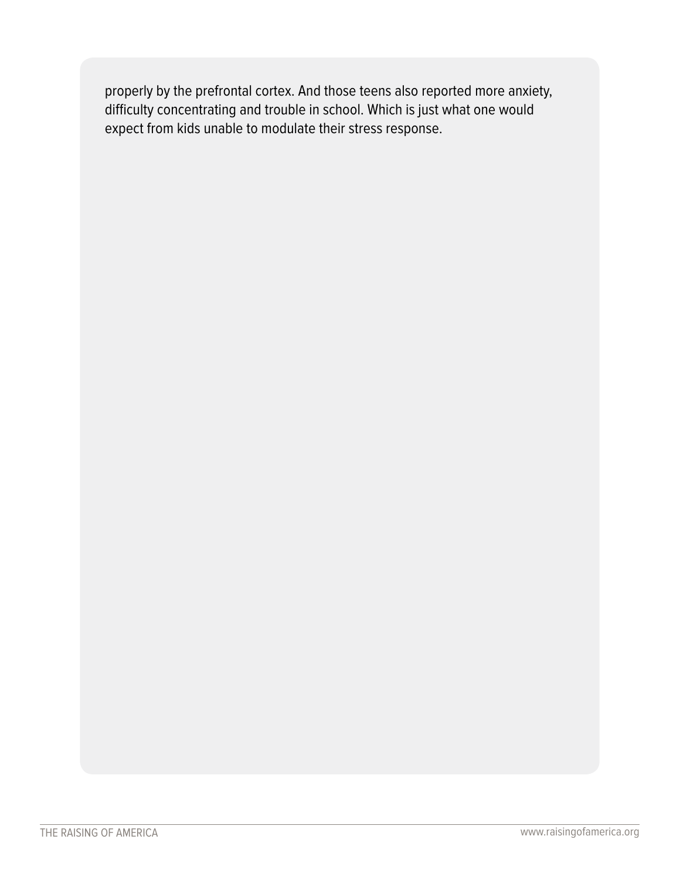properly by the prefrontal cortex. And those teens also reported more anxiety, difficulty concentrating and trouble in school. Which is just what one would expect from kids unable to modulate their stress response.